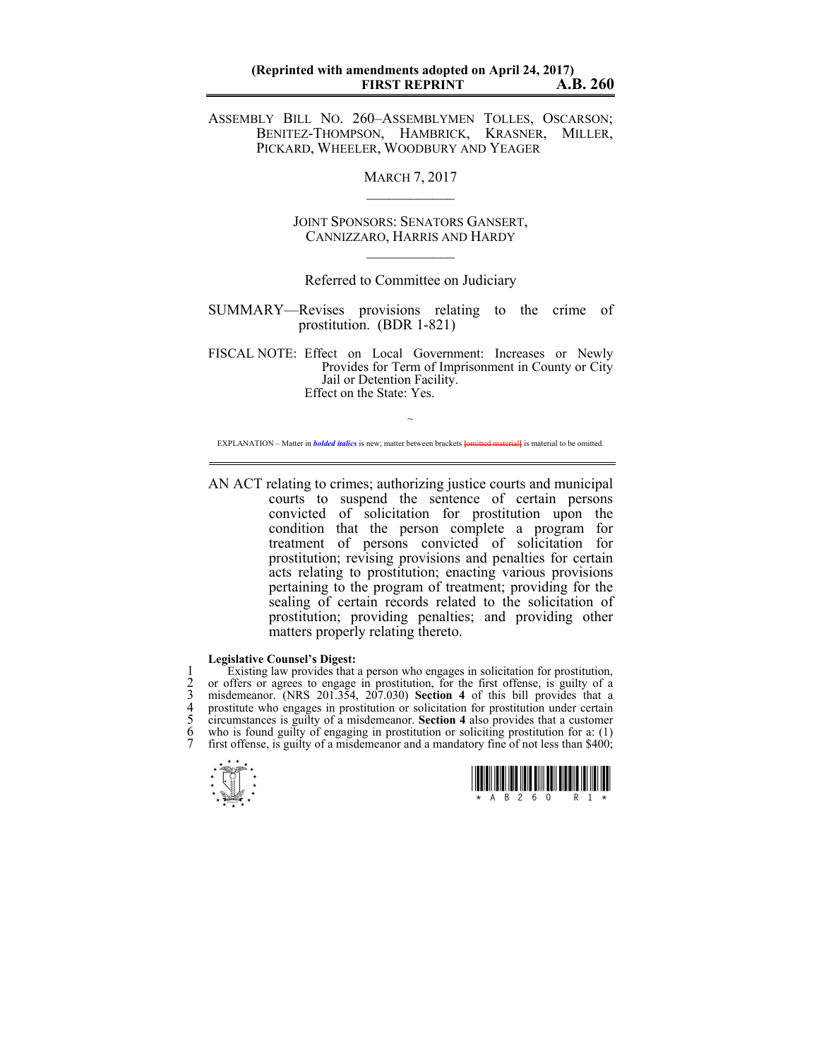**(Reprinted with amendments adopted on April 24, 2017)**
**FIRST REPRINT** **A.B. 260**

ASSEMBLY BILL NO. 260–ASSEMBLYMEN TOLLES, OSCARSON; BENITEZ-THOMPSON, HAMBRICK, KRASNER, MILLER, PICKARD, WHEELER, WOODBURY AND YEAGER

MARCH 7, 2017

JOINT SPONSORS: SENATORS GANSERT, CANNIZZARO, HARRIS AND HARDY

Referred to Committee on Judiciary

SUMMARY—Revises provisions relating to the crime of prostitution. (BDR 1-821)

FISCAL NOTE: Effect on Local Government: Increases or Newly Provides for Term of Imprisonment in County or City Jail or Detention Facility.
Effect on the State: Yes.

~

EXPLANATION – Matter in ***bolded italics*** is new; matter between brackets [omitted material] is material to be omitted.

AN ACT relating to crimes; authorizing justice courts and municipal courts to suspend the sentence of certain persons convicted of solicitation for prostitution upon the condition that the person complete a program for treatment of persons convicted of solicitation for prostitution; revising provisions and penalties for certain acts relating to prostitution; enacting various provisions pertaining to the program of treatment; providing for the sealing of certain records related to the solicitation of prostitution; providing penalties; and providing other matters properly relating thereto.

**Legislative Counsel's Digest:**

1 Existing law provides that a person who engages in solicitation for prostitution,
2 or offers or agrees to engage in prostitution, for the first offense, is guilty of a
3 misdemeanor. (NRS 201.354, 207.030) **Section 4** of this bill provides that a
4 prostitute who engages in prostitution or solicitation for prostitution under certain
5 circumstances is guilty of a misdemeanor. **Section 4** also provides that a customer
6 who is found guilty of engaging in prostitution or soliciting prostitution for a: (1)
7 first offense, is guilty of a misdemeanor and a mandatory fine of not less than $400;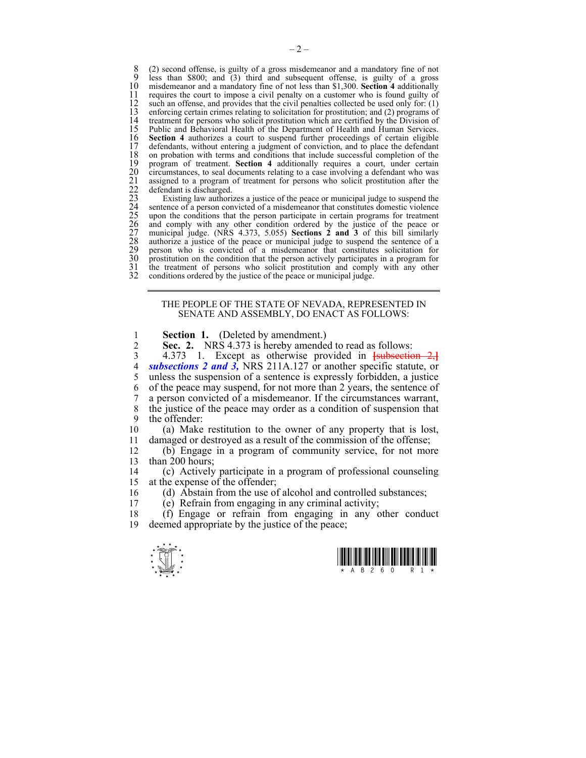(2) second offense, is guilty of a gross misdemeanor and a mandatory fine of not less than $800; and (3) third and subsequent offense, is guilty of a gross misdemeanor and a mandatory fine of not less than $1,300. **Section 4** additionally requires the court to impose a civil penalty on a customer who is found guilty of such an offense, and provides that the civil penalties collected be used only for: (1) enforcing certain crimes relating to solicitation for prostitution; and (2) programs of treatment for persons who solicit prostitution which are certified by the Division of Public and Behavioral Health of the Department of Health and Human Services. **Section 4** authorizes a court to suspend further proceedings of certain eligible defendants, without entering a judgment of conviction, and to place the defendant on probation with terms and conditions that include successful completion of the program of treatment. **Section 4** additionally requires a court, under certain circumstances, to seal documents relating to a case involving a defendant who was assigned to a program of treatment for persons who solicit prostitution after the defendant is discharged.

Existing law authorizes a justice of the peace or municipal judge to suspend the sentence of a person convicted of a misdemeanor that constitutes domestic violence upon the conditions that the person participate in certain programs for treatment and comply with any other condition ordered by the justice of the peace or municipal judge. (NRS 4.373, 5.055) **Sections 2 and 3** of this bill similarly authorize a justice of the peace or municipal judge to suspend the sentence of a person who is convicted of a misdemeanor that constitutes solicitation for prostitution on the condition that the person actively participates in a program for the treatment of persons who solicit prostitution and comply with any other conditions ordered by the justice of the peace or municipal judge.

---

THE PEOPLE OF THE STATE OF NEVADA, REPRESENTED IN SENATE AND ASSEMBLY, DO ENACT AS FOLLOWS:

**Section 1.** (Deleted by amendment.)

**Sec. 2.** NRS 4.373 is hereby amended to read as follows:

4.373 1. Except as otherwise provided in ~~[subsection 2,]~~ ***subsections 2 and 3,*** NRS 211A.127 or another specific statute, or unless the suspension of a sentence is expressly forbidden, a justice of the peace may suspend, for not more than 2 years, the sentence of a person convicted of a misdemeanor. If the circumstances warrant, the justice of the peace may order as a condition of suspension that the offender:

(a) Make restitution to the owner of any property that is lost, damaged or destroyed as a result of the commission of the offense;

(b) Engage in a program of community service, for not more than 200 hours;

(c) Actively participate in a program of professional counseling at the expense of the offender;

(d) Abstain from the use of alcohol and controlled substances;

(e) Refrain from engaging in any criminal activity;

(f) Engage or refrain from engaging in any other conduct deemed appropriate by the justice of the peace;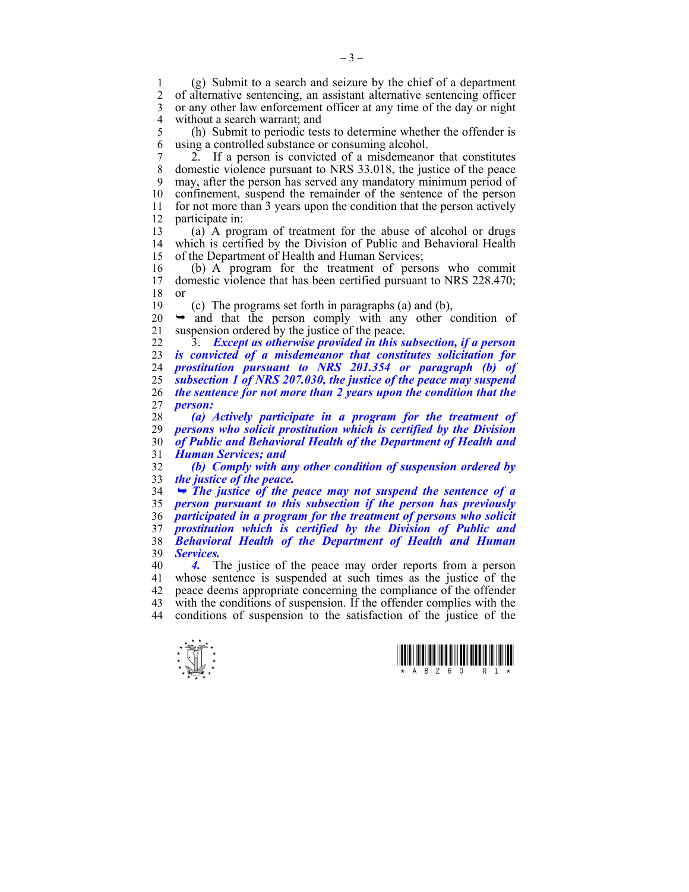(g) Submit to a search and seizure by the chief of a department of alternative sentencing, an assistant alternative sentencing officer or any other law enforcement officer at any time of the day or night without a search warrant; and

(h) Submit to periodic tests to determine whether the offender is using a controlled substance or consuming alcohol.

2. If a person is convicted of a misdemeanor that constitutes domestic violence pursuant to NRS 33.018, the justice of the peace may, after the person has served any mandatory minimum period of confinement, suspend the remainder of the sentence of the person for not more than 3 years upon the condition that the person actively participate in:

(a) A program of treatment for the abuse of alcohol or drugs which is certified by the Division of Public and Behavioral Health of the Department of Health and Human Services;

(b) A program for the treatment of persons who commit domestic violence that has been certified pursuant to NRS 228.470; or

(c) The programs set forth in paragraphs (a) and (b),

➥ and that the person comply with any other condition of suspension ordered by the justice of the peace.

3. ***Except as otherwise provided in this subsection, if a person is convicted of a misdemeanor that constitutes solicitation for prostitution pursuant to NRS 201.354 or paragraph (b) of subsection 1 of NRS 207.030, the justice of the peace may suspend the sentence for not more than 2 years upon the condition that the person:***

***(a) Actively participate in a program for the treatment of persons who solicit prostitution which is certified by the Division of Public and Behavioral Health of the Department of Health and Human Services; and***

***(b) Comply with any other condition of suspension ordered by the justice of the peace.***

***➥ The justice of the peace may not suspend the sentence of a person pursuant to this subsection if the person has previously participated in a program for the treatment of persons who solicit prostitution which is certified by the Division of Public and Behavioral Health of the Department of Health and Human Services.***

***4.*** The justice of the peace may order reports from a person whose sentence is suspended at such times as the justice of the peace deems appropriate concerning the compliance of the offender with the conditions of suspension. If the offender complies with the conditions of suspension to the satisfaction of the justice of the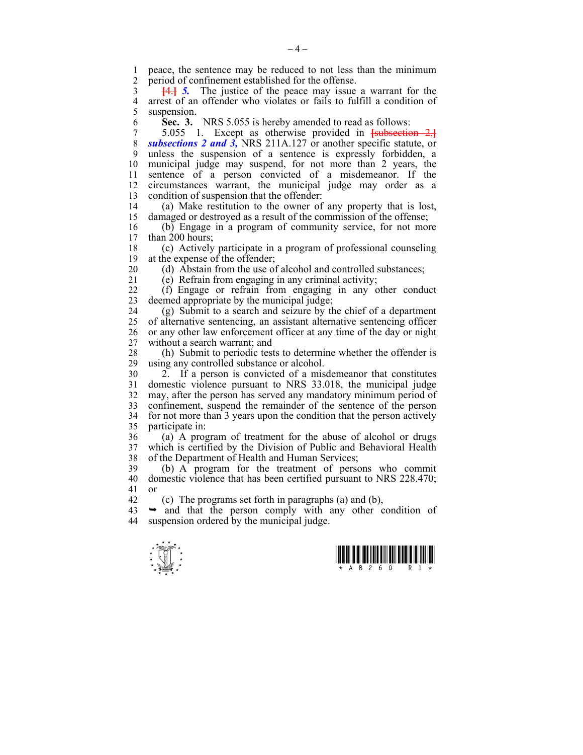peace, the sentence may be reduced to not less than the minimum period of confinement established for the offense.

~~[4.]~~ ***5.*** The justice of the peace may issue a warrant for the arrest of an offender who violates or fails to fulfill a condition of suspension.

**Sec. 3.** NRS 5.055 is hereby amended to read as follows:

5.055 1. Except as otherwise provided in ~~[subsection 2,]~~ ***subsections 2 and 3,*** NRS 211A.127 or another specific statute, or unless the suspension of a sentence is expressly forbidden, a municipal judge may suspend, for not more than 2 years, the sentence of a person convicted of a misdemeanor. If the circumstances warrant, the municipal judge may order as a condition of suspension that the offender:

(a) Make restitution to the owner of any property that is lost, damaged or destroyed as a result of the commission of the offense;

(b) Engage in a program of community service, for not more than 200 hours;

(c) Actively participate in a program of professional counseling at the expense of the offender;

(d) Abstain from the use of alcohol and controlled substances;

(e) Refrain from engaging in any criminal activity;

(f) Engage or refrain from engaging in any other conduct deemed appropriate by the municipal judge;

(g) Submit to a search and seizure by the chief of a department of alternative sentencing, an assistant alternative sentencing officer or any other law enforcement officer at any time of the day or night without a search warrant; and

(h) Submit to periodic tests to determine whether the offender is using any controlled substance or alcohol.

2. If a person is convicted of a misdemeanor that constitutes domestic violence pursuant to NRS 33.018, the municipal judge may, after the person has served any mandatory minimum period of confinement, suspend the remainder of the sentence of the person for not more than 3 years upon the condition that the person actively participate in:

(a) A program of treatment for the abuse of alcohol or drugs which is certified by the Division of Public and Behavioral Health of the Department of Health and Human Services;

(b) A program for the treatment of persons who commit domestic violence that has been certified pursuant to NRS 228.470; or

(c) The programs set forth in paragraphs (a) and (b),

➥ and that the person comply with any other condition of suspension ordered by the municipal judge.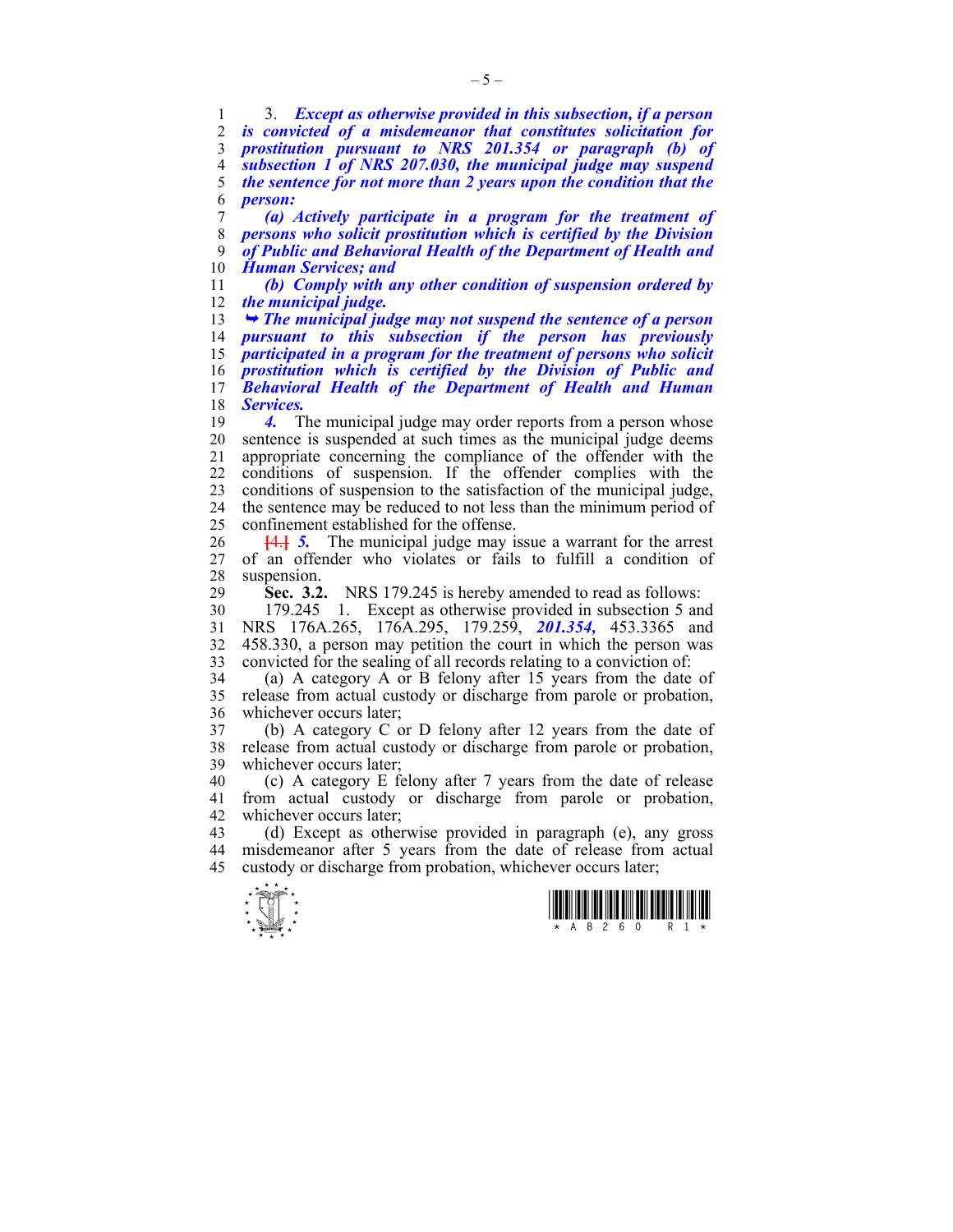3. ***Except as otherwise provided in this subsection, if a person is convicted of a misdemeanor that constitutes solicitation for prostitution pursuant to NRS 201.354 or paragraph (b) of subsection 1 of NRS 207.030, the municipal judge may suspend the sentence for not more than 2 years upon the condition that the person:***

***(a) Actively participate in a program for the treatment of persons who solicit prostitution which is certified by the Division of Public and Behavioral Health of the Department of Health and Human Services; and***

***(b) Comply with any other condition of suspension ordered by the municipal judge.***

***➥ The municipal judge may not suspend the sentence of a person pursuant to this subsection if the person has previously participated in a program for the treatment of persons who solicit prostitution which is certified by the Division of Public and Behavioral Health of the Department of Health and Human Services.***

***4.*** The municipal judge may order reports from a person whose sentence is suspended at such times as the municipal judge deems appropriate concerning the compliance of the offender with the conditions of suspension. If the offender complies with the conditions of suspension to the satisfaction of the municipal judge, the sentence may be reduced to not less than the minimum period of confinement established for the offense.

~~[4.]~~ ***5.*** The municipal judge may issue a warrant for the arrest of an offender who violates or fails to fulfill a condition of suspension.

**Sec. 3.2.** NRS 179.245 is hereby amended to read as follows:

179.245 1. Except as otherwise provided in subsection 5 and NRS 176A.265, 176A.295, 179.259, ***201.354,*** 453.3365 and 458.330, a person may petition the court in which the person was convicted for the sealing of all records relating to a conviction of:

(a) A category A or B felony after 15 years from the date of release from actual custody or discharge from parole or probation, whichever occurs later;

(b) A category C or D felony after 12 years from the date of release from actual custody or discharge from parole or probation, whichever occurs later;

(c) A category E felony after 7 years from the date of release from actual custody or discharge from parole or probation, whichever occurs later;

(d) Except as otherwise provided in paragraph (e), any gross misdemeanor after 5 years from the date of release from actual custody or discharge from probation, whichever occurs later;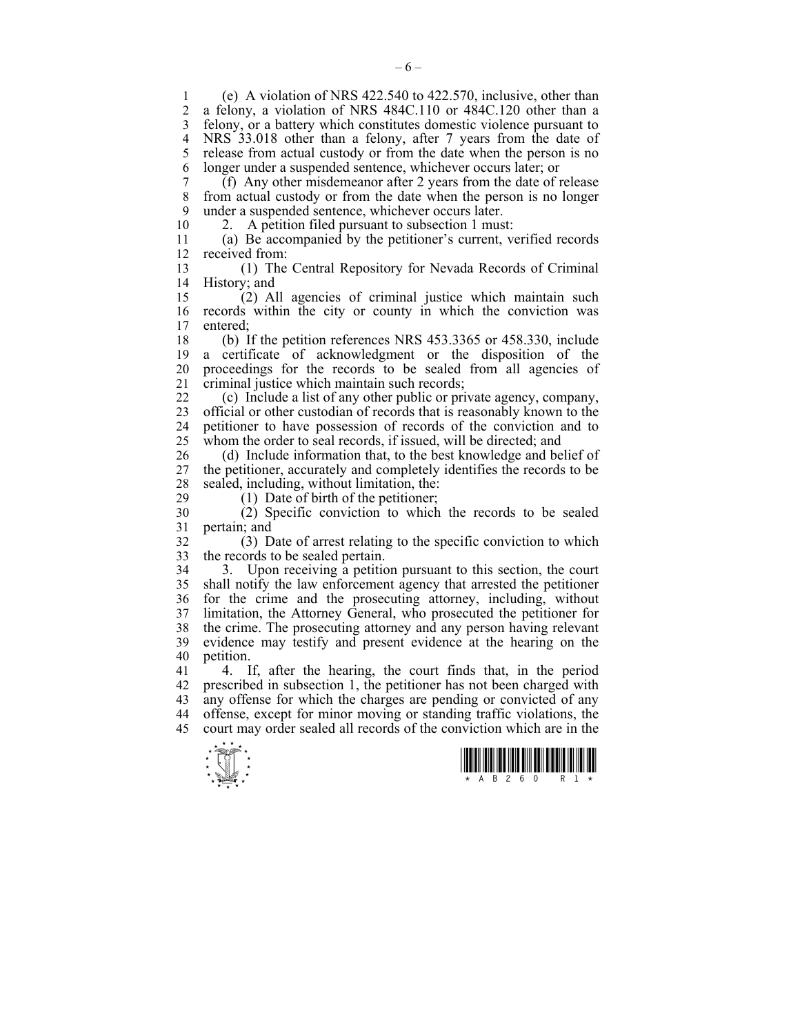(e) A violation of NRS 422.540 to 422.570, inclusive, other than a felony, a violation of NRS 484C.110 or 484C.120 other than a felony, or a battery which constitutes domestic violence pursuant to NRS 33.018 other than a felony, after 7 years from the date of release from actual custody or from the date when the person is no longer under a suspended sentence, whichever occurs later; or

(f) Any other misdemeanor after 2 years from the date of release from actual custody or from the date when the person is no longer under a suspended sentence, whichever occurs later.

2. A petition filed pursuant to subsection 1 must:

(a) Be accompanied by the petitioner's current, verified records received from:

(1) The Central Repository for Nevada Records of Criminal History; and

(2) All agencies of criminal justice which maintain such records within the city or county in which the conviction was entered;

(b) If the petition references NRS 453.3365 or 458.330, include a certificate of acknowledgment or the disposition of the proceedings for the records to be sealed from all agencies of criminal justice which maintain such records;

(c) Include a list of any other public or private agency, company, official or other custodian of records that is reasonably known to the petitioner to have possession of records of the conviction and to whom the order to seal records, if issued, will be directed; and

(d) Include information that, to the best knowledge and belief of the petitioner, accurately and completely identifies the records to be sealed, including, without limitation, the:

(1) Date of birth of the petitioner;

(2) Specific conviction to which the records to be sealed pertain; and

(3) Date of arrest relating to the specific conviction to which the records to be sealed pertain.

3. Upon receiving a petition pursuant to this section, the court shall notify the law enforcement agency that arrested the petitioner for the crime and the prosecuting attorney, including, without limitation, the Attorney General, who prosecuted the petitioner for the crime. The prosecuting attorney and any person having relevant evidence may testify and present evidence at the hearing on the petition.

4. If, after the hearing, the court finds that, in the period prescribed in subsection 1, the petitioner has not been charged with any offense for which the charges are pending or convicted of any offense, except for minor moving or standing traffic violations, the court may order sealed all records of the conviction which are in the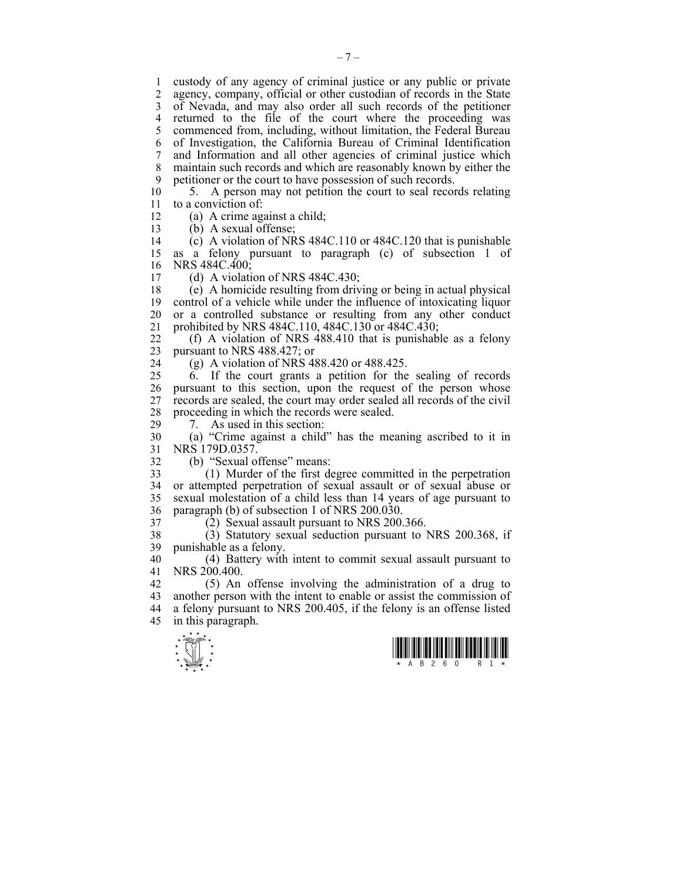custody of any agency of criminal justice or any public or private agency, company, official or other custodian of records in the State of Nevada, and may also order all such records of the petitioner returned to the file of the court where the proceeding was commenced from, including, without limitation, the Federal Bureau of Investigation, the California Bureau of Criminal Identification and Information and all other agencies of criminal justice which maintain such records and which are reasonably known by either the petitioner or the court to have possession of such records.

5. A person may not petition the court to seal records relating to a conviction of:

(a) A crime against a child;

(b) A sexual offense;

(c) A violation of NRS 484C.110 or 484C.120 that is punishable as a felony pursuant to paragraph (c) of subsection 1 of NRS 484C.400;

(d) A violation of NRS 484C.430;

(e) A homicide resulting from driving or being in actual physical control of a vehicle while under the influence of intoxicating liquor or a controlled substance or resulting from any other conduct prohibited by NRS 484C.110, 484C.130 or 484C.430;

(f) A violation of NRS 488.410 that is punishable as a felony pursuant to NRS 488.427; or

(g) A violation of NRS 488.420 or 488.425.

6. If the court grants a petition for the sealing of records pursuant to this section, upon the request of the person whose records are sealed, the court may order sealed all records of the civil proceeding in which the records were sealed.

7. As used in this section:

(a) "Crime against a child" has the meaning ascribed to it in NRS 179D.0357.

(b) "Sexual offense" means:

(1) Murder of the first degree committed in the perpetration or attempted perpetration of sexual assault or of sexual abuse or sexual molestation of a child less than 14 years of age pursuant to paragraph (b) of subsection 1 of NRS 200.030.

(2) Sexual assault pursuant to NRS 200.366.

(3) Statutory sexual seduction pursuant to NRS 200.368, if punishable as a felony.

(4) Battery with intent to commit sexual assault pursuant to NRS 200.400.

(5) An offense involving the administration of a drug to another person with the intent to enable or assist the commission of a felony pursuant to NRS 200.405, if the felony is an offense listed in this paragraph.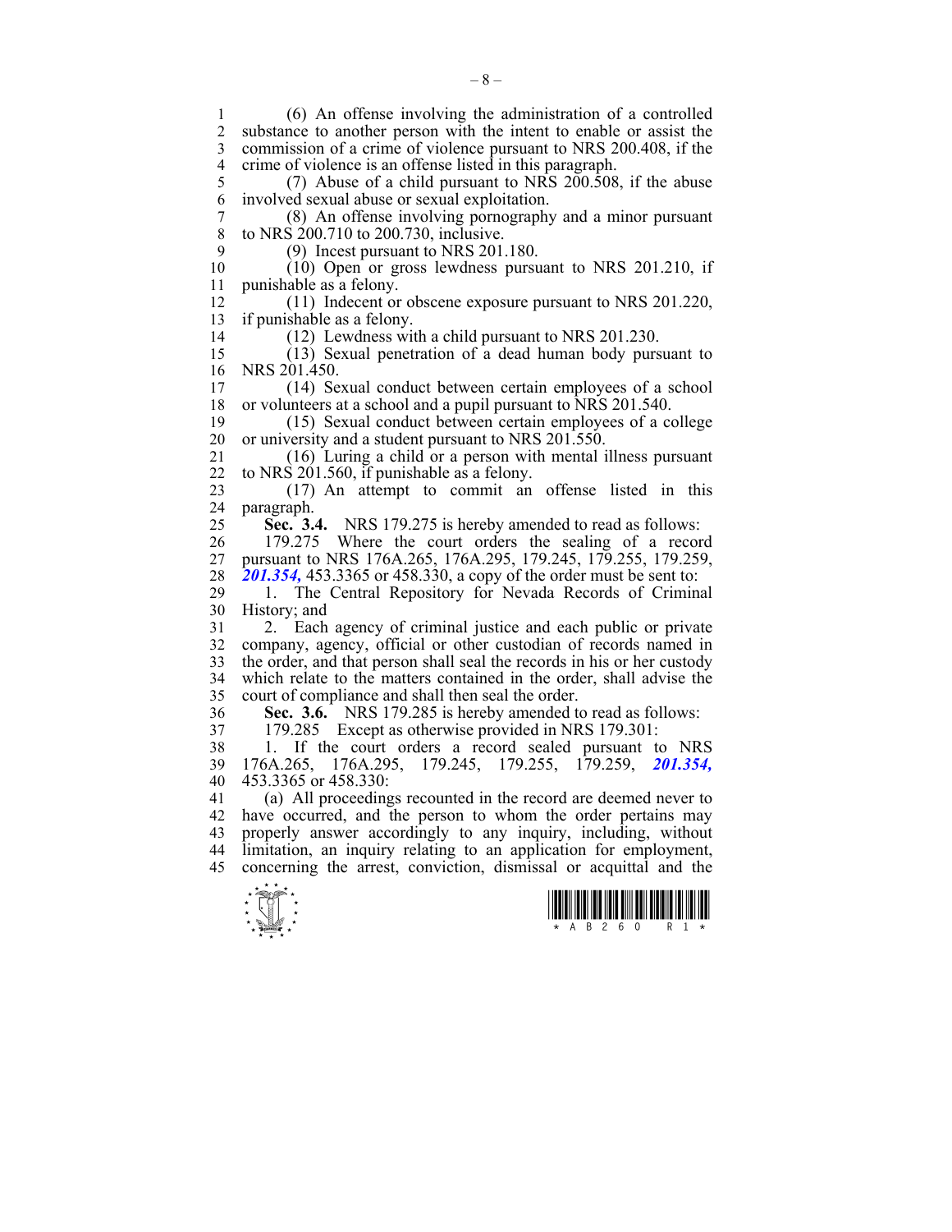(6) An offense involving the administration of a controlled substance to another person with the intent to enable or assist the commission of a crime of violence pursuant to NRS 200.408, if the crime of violence is an offense listed in this paragraph.

(7) Abuse of a child pursuant to NRS 200.508, if the abuse involved sexual abuse or sexual exploitation.

(8) An offense involving pornography and a minor pursuant to NRS 200.710 to 200.730, inclusive.

(9) Incest pursuant to NRS 201.180.

(10) Open or gross lewdness pursuant to NRS 201.210, if punishable as a felony.

(11) Indecent or obscene exposure pursuant to NRS 201.220, if punishable as a felony.

(12) Lewdness with a child pursuant to NRS 201.230.

(13) Sexual penetration of a dead human body pursuant to NRS 201.450.

(14) Sexual conduct between certain employees of a school or volunteers at a school and a pupil pursuant to NRS 201.540.

(15) Sexual conduct between certain employees of a college or university and a student pursuant to NRS 201.550.

(16) Luring a child or a person with mental illness pursuant to NRS 201.560, if punishable as a felony.

(17) An attempt to commit an offense listed in this paragraph.

**Sec. 3.4.** NRS 179.275 is hereby amended to read as follows:

179.275 Where the court orders the sealing of a record pursuant to NRS 176A.265, 176A.295, 179.245, 179.255, 179.259, ***201.354,*** 453.3365 or 458.330, a copy of the order must be sent to:

1. The Central Repository for Nevada Records of Criminal History; and

2. Each agency of criminal justice and each public or private company, agency, official or other custodian of records named in the order, and that person shall seal the records in his or her custody which relate to the matters contained in the order, shall advise the court of compliance and shall then seal the order.

**Sec. 3.6.** NRS 179.285 is hereby amended to read as follows:

179.285 Except as otherwise provided in NRS 179.301:

1. If the court orders a record sealed pursuant to NRS 176A.265, 176A.295, 179.245, 179.255, 179.259, ***201.354,*** 453.3365 or 458.330:

(a) All proceedings recounted in the record are deemed never to have occurred, and the person to whom the order pertains may properly answer accordingly to any inquiry, including, without limitation, an inquiry relating to an application for employment, concerning the arrest, conviction, dismissal or acquittal and the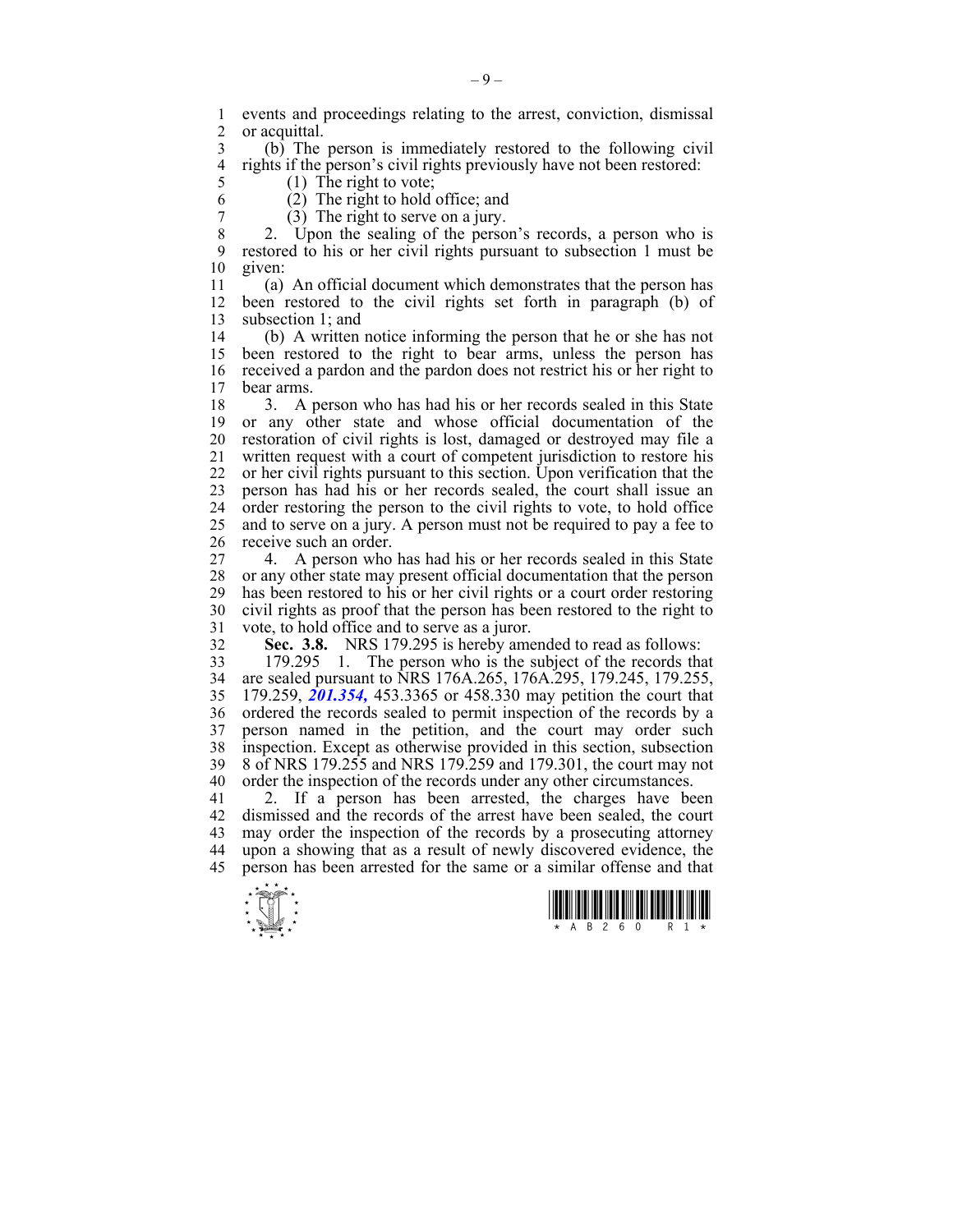events and proceedings relating to the arrest, conviction, dismissal or acquittal.

(b) The person is immediately restored to the following civil rights if the person's civil rights previously have not been restored:

(1) The right to vote;

(2) The right to hold office; and

(3) The right to serve on a jury.

2. Upon the sealing of the person's records, a person who is restored to his or her civil rights pursuant to subsection 1 must be given:

(a) An official document which demonstrates that the person has been restored to the civil rights set forth in paragraph (b) of subsection 1; and

(b) A written notice informing the person that he or she has not been restored to the right to bear arms, unless the person has received a pardon and the pardon does not restrict his or her right to bear arms.

3. A person who has had his or her records sealed in this State or any other state and whose official documentation of the restoration of civil rights is lost, damaged or destroyed may file a written request with a court of competent jurisdiction to restore his or her civil rights pursuant to this section. Upon verification that the person has had his or her records sealed, the court shall issue an order restoring the person to the civil rights to vote, to hold office and to serve on a jury. A person must not be required to pay a fee to receive such an order.

4. A person who has had his or her records sealed in this State or any other state may present official documentation that the person has been restored to his or her civil rights or a court order restoring civil rights as proof that the person has been restored to the right to vote, to hold office and to serve as a juror.

**Sec. 3.8.** NRS 179.295 is hereby amended to read as follows:

179.295 1. The person who is the subject of the records that are sealed pursuant to NRS 176A.265, 176A.295, 179.245, 179.255, 179.259, ***201.354,*** 453.3365 or 458.330 may petition the court that ordered the records sealed to permit inspection of the records by a person named in the petition, and the court may order such inspection. Except as otherwise provided in this section, subsection 8 of NRS 179.255 and NRS 179.259 and 179.301, the court may not order the inspection of the records under any other circumstances.

2. If a person has been arrested, the charges have been dismissed and the records of the arrest have been sealed, the court may order the inspection of the records by a prosecuting attorney upon a showing that as a result of newly discovered evidence, the person has been arrested for the same or a similar offense and that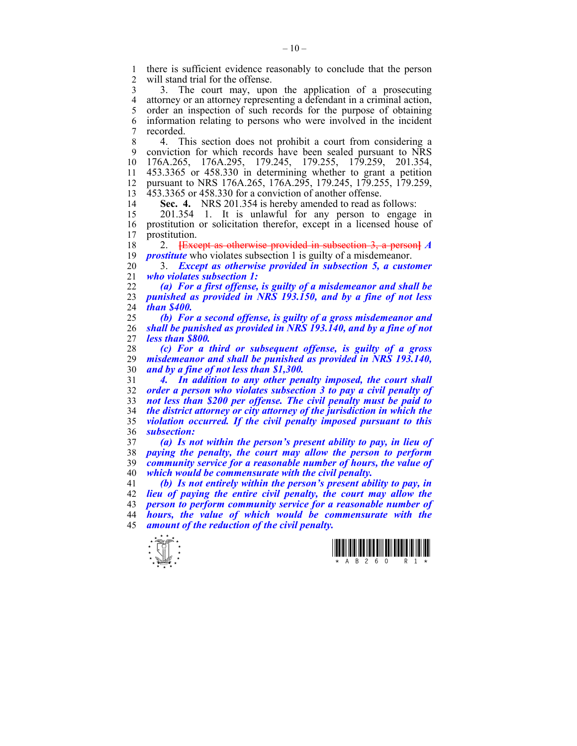there is sufficient evidence reasonably to conclude that the person will stand trial for the offense.

3. The court may, upon the application of a prosecuting attorney or an attorney representing a defendant in a criminal action, order an inspection of such records for the purpose of obtaining information relating to persons who were involved in the incident recorded.

4. This section does not prohibit a court from considering a conviction for which records have been sealed pursuant to NRS 176A.265, 176A.295, 179.245, 179.255, 179.259, 201.354, 453.3365 or 458.330 in determining whether to grant a petition pursuant to NRS 176A.265, 176A.295, 179.245, 179.255, 179.259, 453.3365 or 458.330 for a conviction of another offense.

**Sec. 4.** NRS 201.354 is hereby amended to read as follows:

201.354 1. It is unlawful for any person to engage in prostitution or solicitation therefor, except in a licensed house of prostitution.

2. ~~[Except as otherwise provided in subsection 3, a person]~~ ***A prostitute*** who violates subsection 1 is guilty of a misdemeanor.

3. ***Except as otherwise provided in subsection 5, a customer who violates subsection 1:***

***(a) For a first offense, is guilty of a misdemeanor and shall be punished as provided in NRS 193.150, and by a fine of not less than $400.***

***(b) For a second offense, is guilty of a gross misdemeanor and shall be punished as provided in NRS 193.140, and by a fine of not less than $800.***

***(c) For a third or subsequent offense, is guilty of a gross misdemeanor and shall be punished as provided in NRS 193.140, and by a fine of not less than $1,300.***

***4. In addition to any other penalty imposed, the court shall order a person who violates subsection 3 to pay a civil penalty of not less than $200 per offense. The civil penalty must be paid to the district attorney or city attorney of the jurisdiction in which the violation occurred. If the civil penalty imposed pursuant to this subsection:***

***(a) Is not within the person's present ability to pay, in lieu of paying the penalty, the court may allow the person to perform community service for a reasonable number of hours, the value of which would be commensurate with the civil penalty.***

***(b) Is not entirely within the person's present ability to pay, in lieu of paying the entire civil penalty, the court may allow the person to perform community service for a reasonable number of hours, the value of which would be commensurate with the amount of the reduction of the civil penalty.***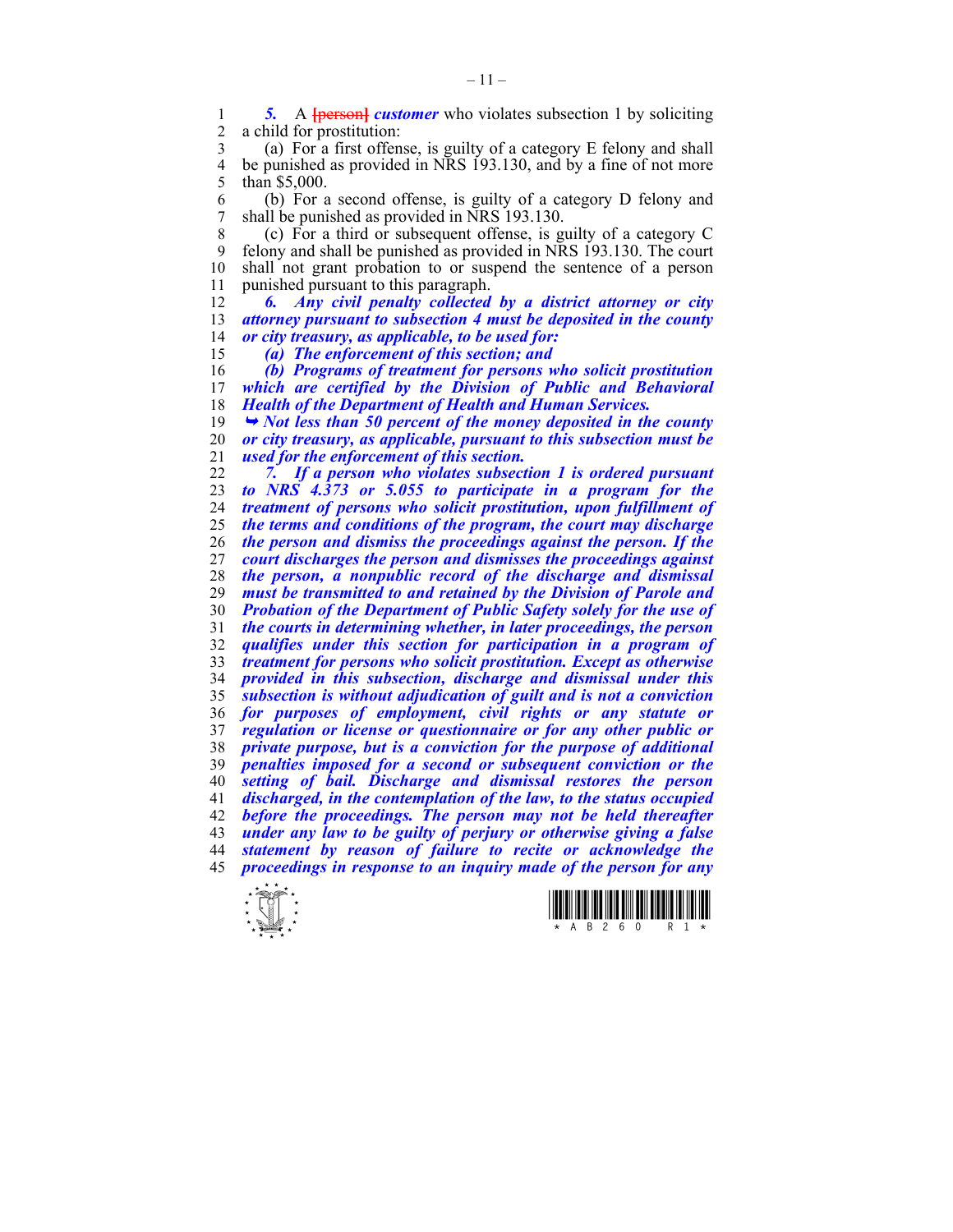*5.* A ~~[person]~~ ***customer*** who violates subsection 1 by soliciting a child for prostitution:

(a) For a first offense, is guilty of a category E felony and shall be punished as provided in NRS 193.130, and by a fine of not more than $5,000.

(b) For a second offense, is guilty of a category D felony and shall be punished as provided in NRS 193.130.

(c) For a third or subsequent offense, is guilty of a category C felony and shall be punished as provided in NRS 193.130. The court shall not grant probation to or suspend the sentence of a person punished pursuant to this paragraph.

***6. Any civil penalty collected by a district attorney or city attorney pursuant to subsection 4 must be deposited in the county or city treasury, as applicable, to be used for:***

***(a) The enforcement of this section; and***

***(b) Programs of treatment for persons who solicit prostitution which are certified by the Division of Public and Behavioral Health of the Department of Health and Human Services.***

***➥ Not less than 50 percent of the money deposited in the county or city treasury, as applicable, pursuant to this subsection must be used for the enforcement of this section.***

***7. If a person who violates subsection 1 is ordered pursuant to NRS 4.373 or 5.055 to participate in a program for the treatment of persons who solicit prostitution, upon fulfillment of the terms and conditions of the program, the court may discharge the person and dismiss the proceedings against the person. If the court discharges the person and dismisses the proceedings against the person, a nonpublic record of the discharge and dismissal must be transmitted to and retained by the Division of Parole and Probation of the Department of Public Safety solely for the use of the courts in determining whether, in later proceedings, the person qualifies under this section for participation in a program of treatment for persons who solicit prostitution. Except as otherwise provided in this subsection, discharge and dismissal under this subsection is without adjudication of guilt and is not a conviction for purposes of employment, civil rights or any statute or regulation or license or questionnaire or for any other public or private purpose, but is a conviction for the purpose of additional penalties imposed for a second or subsequent conviction or the setting of bail. Discharge and dismissal restores the person discharged, in the contemplation of the law, to the status occupied before the proceedings. The person may not be held thereafter under any law to be guilty of perjury or otherwise giving a false statement by reason of failure to recite or acknowledge the proceedings in response to an inquiry made of the person for any***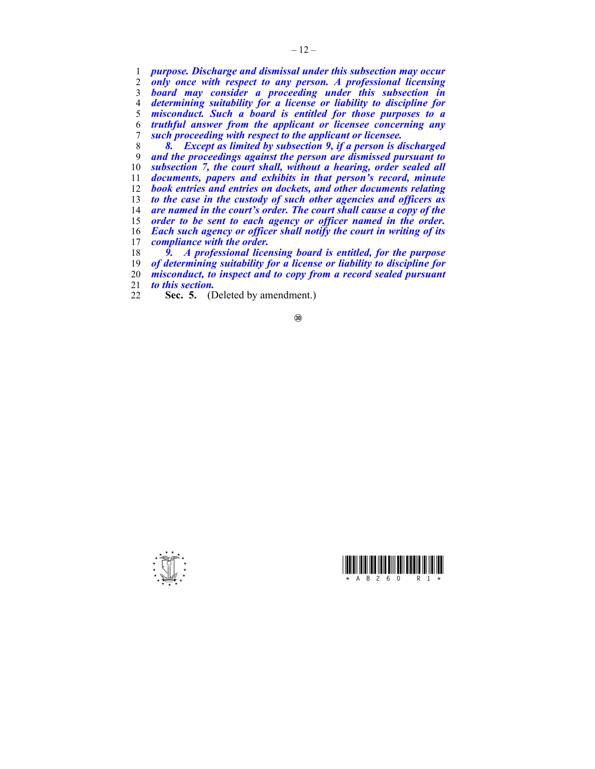***purpose. Discharge and dismissal under this subsection may occur only once with respect to any person. A professional licensing board may consider a proceeding under this subsection in determining suitability for a license or liability to discipline for misconduct. Such a board is entitled for those purposes to a truthful answer from the applicant or licensee concerning any such proceeding with respect to the applicant or licensee.***

***8. Except as limited by subsection 9, if a person is discharged and the proceedings against the person are dismissed pursuant to subsection 7, the court shall, without a hearing, order sealed all documents, papers and exhibits in that person's record, minute book entries and entries on dockets, and other documents relating to the case in the custody of such other agencies and officers as are named in the court's order. The court shall cause a copy of the order to be sent to each agency or officer named in the order. Each such agency or officer shall notify the court in writing of its compliance with the order.***

***9. A professional licensing board is entitled, for the purpose of determining suitability for a license or liability to discipline for misconduct, to inspect and to copy from a record sealed pursuant to this section.***

**Sec. 5.** (Deleted by amendment.)